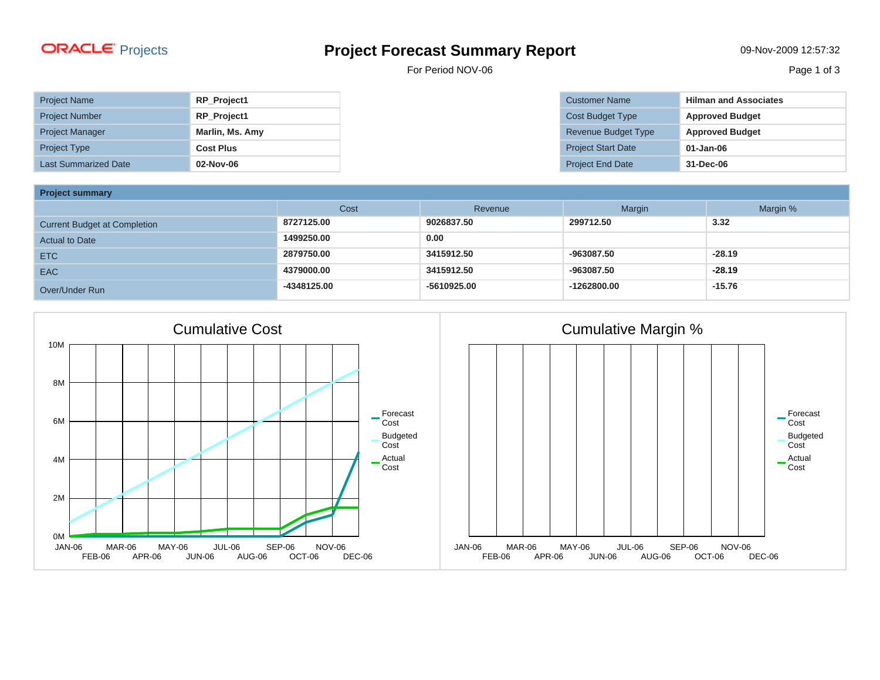ORACLE Projects

# Project Forecast Summary Report

For Period NOV-06

09-Nov-2009 12:57:32

| Project Name | RP_Project1 |
|---|---|
| Project Number | RP_Project1 |
| Project Manager | Marlin, Ms. Amy |
| Project Type | Cost Plus |
| Last Summarized Date | 02-Nov-06 |

| Customer Name | Hilman and Associates |
|---|---|
| Cost Budget Type | Approved Budget |
| Revenue Budget Type | Approved Budget |
| Project Start Date | 01-Jan-06 |
| Project End Date | 31-Dec-06 |

**Project summary**

| | Cost | Revenue | Margin | Margin % |
|---|---|---|---|---|
| Current Budget at Completion | 8727125.00 | 9026837.50 | 299712.50 | 3.32 |
| Actual to Date | 1499250.00 | 0.00 | | |
| ETC | 2879750.00 | 3415912.50 | -963087.50 | -28.19 |
| EAC | 4379000.00 | 3415912.50 | -963087.50 | -28.19 |
| Over/Under Run | -4348125.00 | -5610925.00 | -1262800.00 | -15.76 |

## Cumulative Cost

Y-axis: 0M, 2M, 4M, 6M, 8M, 10M

X-axis: JAN-06, FEB-06, MAR-06, APR-06, MAY-06, JUN-06, JUL-06, AUG-06, SEP-06, OCT-06, NOV-06, DEC-06

Legend: Forecast Cost, Budgeted Cost, Actual Cost

## Cumulative Margin %

X-axis: JAN-06, FEB-06, MAR-06, APR-06, MAY-06, JUN-06, JUL-06, AUG-06, SEP-06, OCT-06, NOV-06, DEC-06

Legend: Forecast Cost, Budgeted Cost, Actual Cost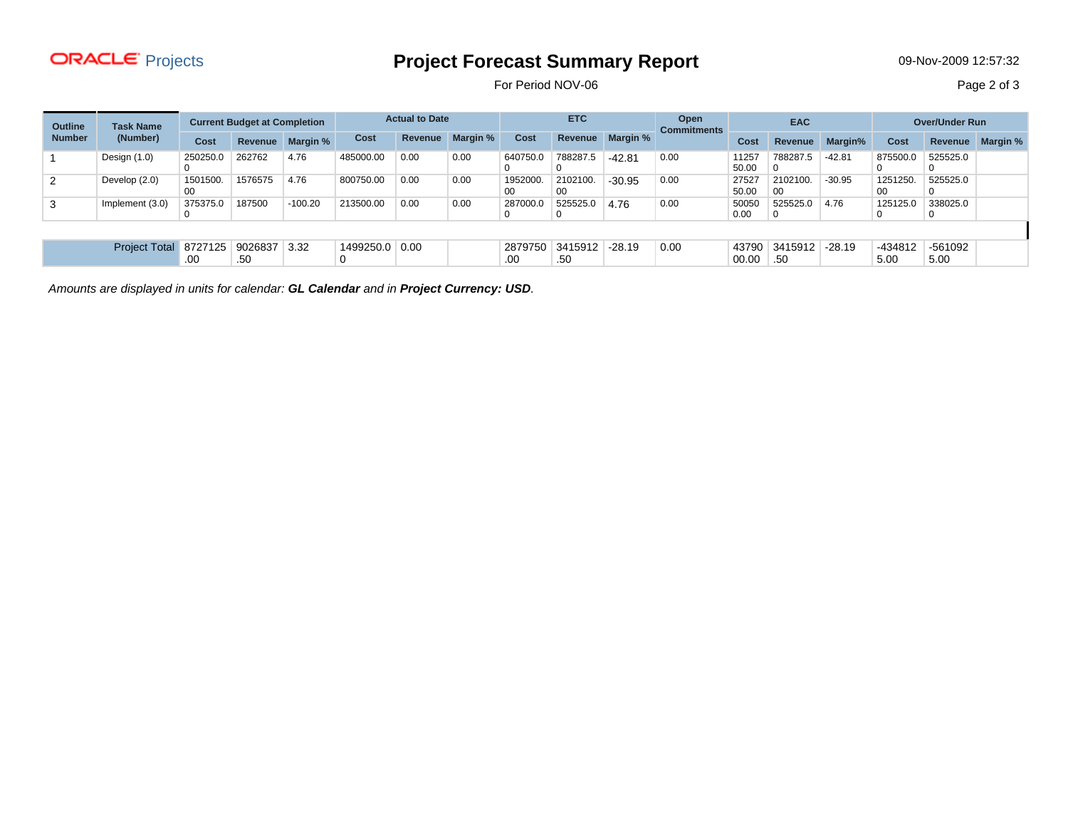# Oracle Projects

# Project Forecast Summary Report

For Period NOV-06

09-Nov-2009 12:57:32

| Outline Number | Task Name (Number) | Current Budget at Completion | | | Actual to Date | | | ETC | | | Open Commitments | EAC | | | Over/Under Run | | |
|---|---|---|---|---|---|---|---|---|---|---|---|---|---|---|---|---|---|
| | | Cost | Revenue | Margin % | Cost | Revenue | Margin % | Cost | Revenue | Margin % | | Cost | Revenue | Margin% | Cost | Revenue | Margin % |
| 1 | Design (1.0) | 250250.00 | 262762 | 4.76 | 485000.00 | 0.00 | 0.00 | 640750.00 | 788287.50 | -42.81 | 0.00 | 1125750.00 | 788287.50 | -42.81 | 875500.00 | 525525.00 | |
| 2 | Develop (2.0) | 1501500.00 | 1576575 | 4.76 | 800750.00 | 0.00 | 0.00 | 1952000.00 | 2102100.00 | -30.95 | 0.00 | 2752750.00 | 2102100.00 | -30.95 | 1251250.00 | 525525.00 | |
| 3 | Implement (3.0) | 375375.00 | 187500 | -100.20 | 213500.00 | 0.00 | 0.00 | 287000.00 | 525525.00 | 4.76 | 0.00 | 500500.00 | 525525.00 | 4.76 | 125125.00 | 338025.00 | |
| | Project Total | 8727125.00 | 9026837.50 | 3.32 | 1499250.00 | 0.00 | | 2879750.00 | 3415912.50 | -28.19 | 0.00 | 4379000.00 | 3415912.50 | -28.19 | -4348125.00 | -5610925.00 | |

*Amounts are displayed in units for calendar: **GL Calendar** and in **Project Currency: USD**.*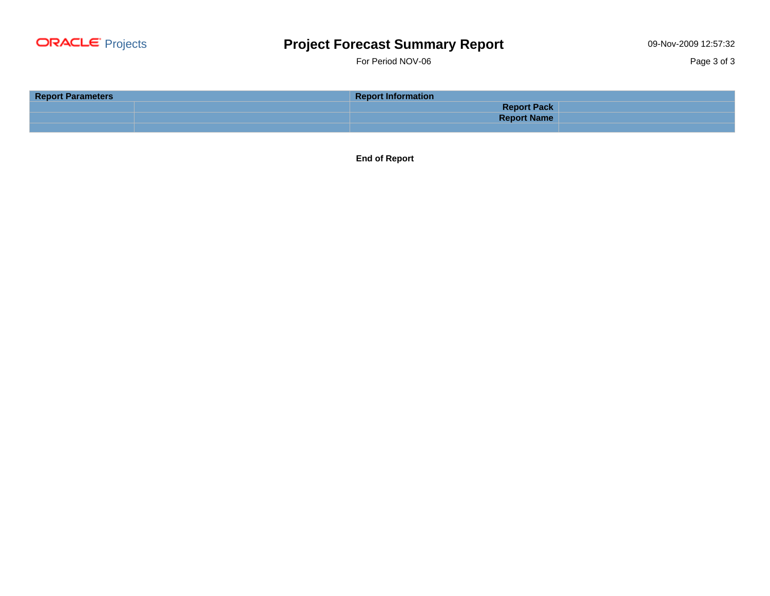# Project Forecast Summary Report

For Period NOV-06

| Report Parameters | | Report Information | |
|---|---|---|---|
| | | Report Pack | |
| | | Report Name | |
| | | | |

**End of Report**